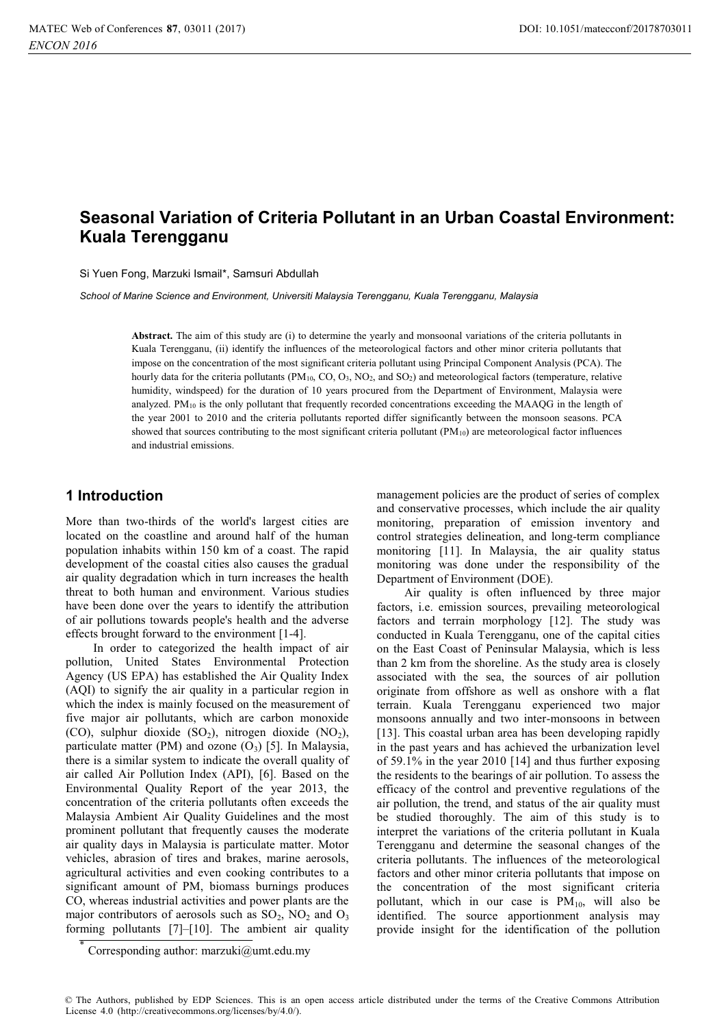# Seasonal Variation of Criteria Pollutant in an Urban Coastal Environment: Kuala Terengganu

Si Yuen Fong, Marzuki Ismail*, Samsuri Abdullah

*School of Marine Science and Environment, Universiti Malaysia Terengganu, Kuala Terengganu, Malaysia*

**Abstract.** The aim of this study are (i) to determine the yearly and monsoonal variations of the criteria pollutants in Kuala Terengganu, (ii) identify the influences of the meteorological factors and other minor criteria pollutants that impose on the concentration of the most significant criteria pollutant using Principal Component Analysis (PCA). The hourly data for the criteria pollutants ($PM_{10}$, CO, $O_3$, $NO_2$, and $SO_2$) and meteorological factors (temperature, relative humidity, windspeed) for the duration of 10 years procured from the Department of Environment, Malaysia were analyzed. $PM_{10}$ is the only pollutant that frequently recorded concentrations exceeding the MAAQG in the length of the year 2001 to 2010 and the criteria pollutants reported differ significantly between the monsoon seasons. PCA showed that sources contributing to the most significant criteria pollutant ($PM_{10}$) are meteorological factor influences and industrial emissions.

## 1 Introduction

More than two-thirds of the world's largest cities are located on the coastline and around half of the human population inhabits within 150 km of a coast. The rapid development of the coastal cities also causes the gradual air quality degradation which in turn increases the health threat to both human and environment. Various studies have been done over the years to identify the attribution of air pollutions towards people's health and the adverse effects brought forward to the environment [1-4].

In order to categorized the health impact of air pollution, United States Environmental Protection Agency (US EPA) has established the Air Quality Index (AQI) to signify the air quality in a particular region in which the index is mainly focused on the measurement of five major air pollutants, which are carbon monoxide (CO), sulphur dioxide ($SO_2$), nitrogen dioxide ($NO_2$), particulate matter (PM) and ozone ($O_3$) [5]. In Malaysia, there is a similar system to indicate the overall quality of air called Air Pollution Index (API), [6]. Based on the Environmental Quality Report of the year 2013, the concentration of the criteria pollutants often exceeds the Malaysia Ambient Air Quality Guidelines and the most prominent pollutant that frequently causes the moderate air quality days in Malaysia is particulate matter. Motor vehicles, abrasion of tires and brakes, marine aerosols, agricultural activities and even cooking contributes to a significant amount of PM, biomass burnings produces CO, whereas industrial activities and power plants are the major contributors of aerosols such as $SO_2$, $NO_2$ and $O_3$ forming pollutants [7]–[10]. The ambient air quality management policies are the product of series of complex and conservative processes, which include the air quality monitoring, preparation of emission inventory and control strategies delineation, and long-term compliance monitoring [11]. In Malaysia, the air quality status monitoring was done under the responsibility of the Department of Environment (DOE).

Air quality is often influenced by three major factors, i.e. emission sources, prevailing meteorological factors and terrain morphology [12]. The study was conducted in Kuala Terengganu, one of the capital cities on the East Coast of Peninsular Malaysia, which is less than 2 km from the shoreline. As the study area is closely associated with the sea, the sources of air pollution originate from offshore as well as onshore with a flat terrain. Kuala Terengganu experienced two major monsoons annually and two inter-monsoons in between [13]. This coastal urban area has been developing rapidly in the past years and has achieved the urbanization level of 59.1% in the year 2010 [14] and thus further exposing the residents to the bearings of air pollution. To assess the efficacy of the control and preventive regulations of the air pollution, the trend, and status of the air quality must be studied thoroughly. The aim of this study is to interpret the variations of the criteria pollutant in Kuala Terengganu and determine the seasonal changes of the criteria pollutants. The influences of the meteorological factors and other minor criteria pollutants that impose on the concentration of the most significant criteria pollutant, which in our case is $PM_{10}$, will also be identified. The source apportionment analysis may provide insight for the identification of the pollution

* Corresponding author: marzuki@umt.edu.my

© The Authors, published by EDP Sciences. This is an open access article distributed under the terms of the Creative Commons Attribution License 4.0 (http://creativecommons.org/licenses/by/4.0/).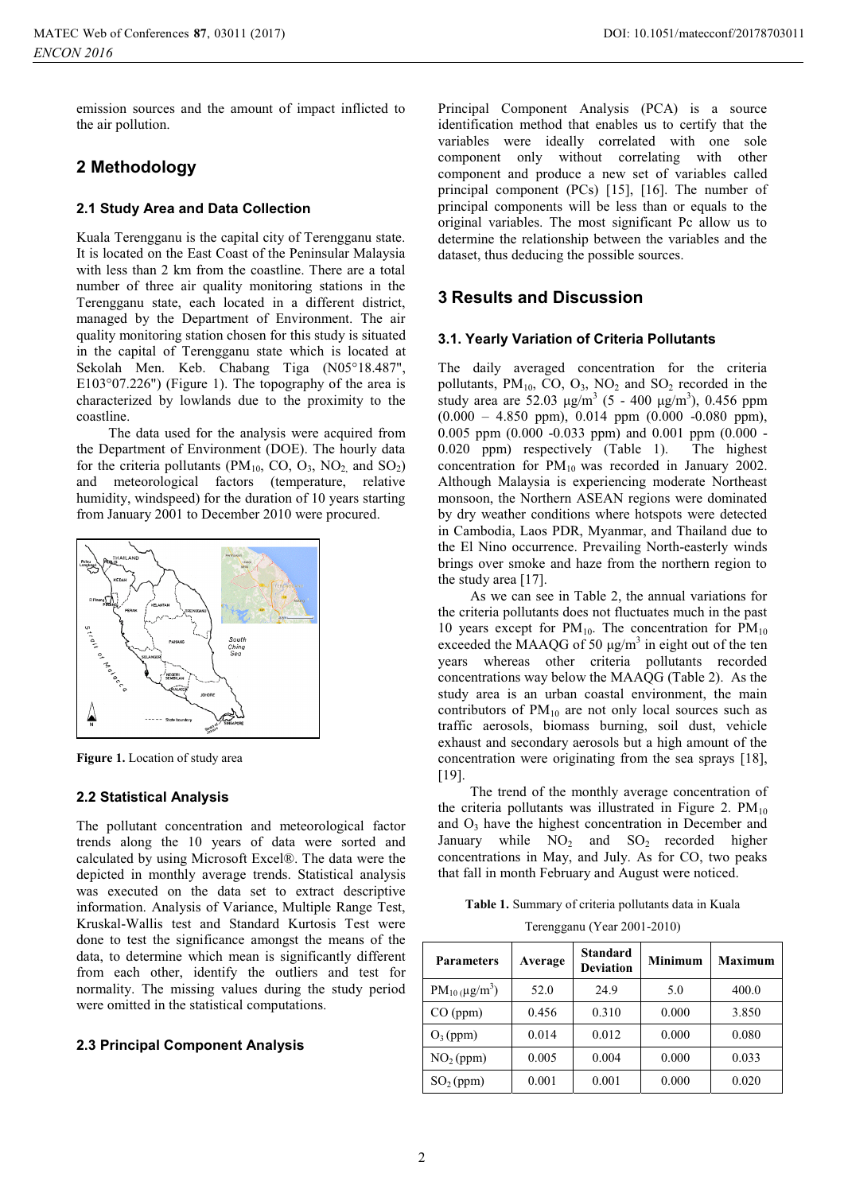emission sources and the amount of impact inflicted to the air pollution.

## 2 Methodology

### 2.1 Study Area and Data Collection

Kuala Terengganu is the capital city of Terengganu state. It is located on the East Coast of the Peninsular Malaysia with less than 2 km from the coastline. There are a total number of three air quality monitoring stations in the Terengganu state, each located in a different district, managed by the Department of Environment. The air quality monitoring station chosen for this study is situated in the capital of Terengganu state which is located at Sekolah Men. Keb. Chabang Tiga (N05°18.487", E103°07.226") (Figure 1). The topography of the area is characterized by lowlands due to the proximity to the coastline.

The data used for the analysis were acquired from the Department of Environment (DOE). The hourly data for the criteria pollutants ($PM_{10}$, CO, $O_3$, $NO_2$, and $SO_2$) and meteorological factors (temperature, relative humidity, windspeed) for the duration of 10 years starting from January 2001 to December 2010 were procured.

**Figure 1.** Location of study area

### 2.2 Statistical Analysis

The pollutant concentration and meteorological factor trends along the 10 years of data were sorted and calculated by using Microsoft Excel®. The data were the depicted in monthly average trends. Statistical analysis was executed on the data set to extract descriptive information. Analysis of Variance, Multiple Range Test, Kruskal-Wallis test and Standard Kurtosis Test were done to test the significance amongst the means of the data, to determine which mean is significantly different from each other, identify the outliers and test for normality. The missing values during the study period were omitted in the statistical computations.

### 2.3 Principal Component Analysis

Principal Component Analysis (PCA) is a source identification method that enables us to certify that the variables were ideally correlated with one sole component only without correlating with other component and produce a new set of variables called principal component (PCs) [15], [16]. The number of principal components will be less than or equals to the original variables. The most significant Pc allow us to determine the relationship between the variables and the dataset, thus deducing the possible sources.

## 3 Results and Discussion

### 3.1. Yearly Variation of Criteria Pollutants

The daily averaged concentration for the criteria pollutants, $PM_{10}$, CO, $O_3$, $NO_2$ and $SO_2$ recorded in the study area are 52.03 $\mu g/m^3$ (5 - 400 $\mu g/m^3$), 0.456 ppm (0.000 – 4.850 ppm), 0.014 ppm (0.000 -0.080 ppm), 0.005 ppm (0.000 -0.033 ppm) and 0.001 ppm (0.000 - 0.020 ppm) respectively (Table 1). The highest concentration for $PM_{10}$ was recorded in January 2002. Although Malaysia is experiencing moderate Northeast monsoon, the Northern ASEAN regions were dominated by dry weather conditions where hotspots were detected in Cambodia, Laos PDR, Myanmar, and Thailand due to the El Nino occurrence. Prevailing North-easterly winds brings over smoke and haze from the northern region to the study area [17].

As we can see in Table 2, the annual variations for the criteria pollutants does not fluctuate much in the past 10 years except for $PM_{10}$. The concentration for $PM_{10}$ exceeded the MAAQG of 50 $\mu g/m^3$ in eight out of the ten years whereas other criteria pollutants recorded concentrations way below the MAAQG (Table 2). As the study area is an urban coastal environment, the main contributors of $PM_{10}$ are not only local sources such as traffic aerosols, biomass burning, soil dust, vehicle exhaust and secondary aerosols but a high amount of the concentration were originating from the sea sprays [18], [19].

The trend of the monthly average concentration of the criteria pollutants was illustrated in Figure 2. $PM_{10}$ and $O_3$ have the highest concentration in December and January while $NO_2$ and $SO_2$ recorded higher concentrations in May, and July. As for CO, two peaks that fall in month February and August were noticed.

**Table 1.** Summary of criteria pollutants data in Kuala Terengganu (Year 2001-2010)

| Parameters | Average | Standard Deviation | Minimum | Maximum |
|---|---|---|---|---|
| $PM_{10}$ ($\mu g/m^3$) | 52.0 | 24.9 | 5.0 | 400.0 |
| CO (ppm) | 0.456 | 0.310 | 0.000 | 3.850 |
| $O_3$ (ppm) | 0.014 | 0.012 | 0.000 | 0.080 |
| $NO_2$ (ppm) | 0.005 | 0.004 | 0.000 | 0.033 |
| $SO_2$ (ppm) | 0.001 | 0.001 | 0.000 | 0.020 |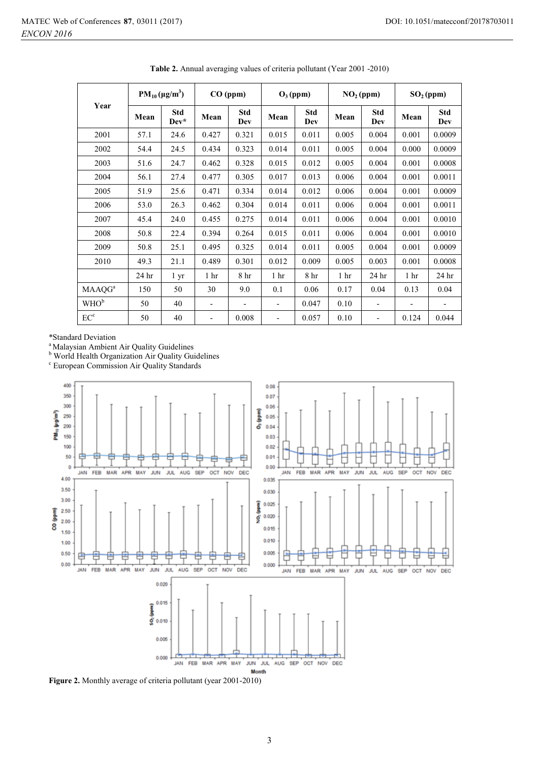**Table 2.** Annual averaging values of criteria pollutant (Year 2001 -2010)

| Year | $PM_{10}$ ($\mu g/m^3$) | | CO (ppm) | | $O_3$ (ppm) | | $NO_2$ (ppm) | | $SO_2$ (ppm) | |
|---|---|---|---|---|---|---|---|---|---|---|
| | Mean | Std Dev* | Mean | Std Dev | Mean | Std Dev | Mean | Std Dev | Mean | Std Dev |
| 2001 | 57.1 | 24.6 | 0.427 | 0.321 | 0.015 | 0.011 | 0.005 | 0.004 | 0.001 | 0.0009 |
| 2002 | 54.4 | 24.5 | 0.434 | 0.323 | 0.014 | 0.011 | 0.005 | 0.004 | 0.000 | 0.0009 |
| 2003 | 51.6 | 24.7 | 0.462 | 0.328 | 0.015 | 0.012 | 0.005 | 0.004 | 0.001 | 0.0008 |
| 2004 | 56.1 | 27.4 | 0.477 | 0.305 | 0.017 | 0.013 | 0.006 | 0.004 | 0.001 | 0.0011 |
| 2005 | 51.9 | 25.6 | 0.471 | 0.334 | 0.014 | 0.012 | 0.006 | 0.004 | 0.001 | 0.0009 |
| 2006 | 53.0 | 26.3 | 0.462 | 0.304 | 0.014 | 0.011 | 0.006 | 0.004 | 0.001 | 0.0011 |
| 2007 | 45.4 | 24.0 | 0.455 | 0.275 | 0.014 | 0.011 | 0.006 | 0.004 | 0.001 | 0.0010 |
| 2008 | 50.8 | 22.4 | 0.394 | 0.264 | 0.015 | 0.011 | 0.006 | 0.004 | 0.001 | 0.0010 |
| 2009 | 50.8 | 25.1 | 0.495 | 0.325 | 0.014 | 0.011 | 0.005 | 0.004 | 0.001 | 0.0009 |
| 2010 | 49.3 | 21.1 | 0.489 | 0.301 | 0.012 | 0.009 | 0.005 | 0.003 | 0.001 | 0.0008 |
| | 24 hr | 1 yr | 1 hr | 8 hr | 1 hr | 8 hr | 1 hr | 24 hr | 1 hr | 24 hr |
| MAAQG[a] | 150 | 50 | 30 | 9.0 | 0.1 | 0.06 | 0.17 | 0.04 | 0.13 | 0.04 |
| WHO[b] | 50 | 40 | - | - | - | 0.047 | 0.10 | - | - | - |
| EC[c] | 50 | 40 | - | 0.008 | - | 0.057 | 0.10 | - | 0.124 | 0.044 |

*Standard Deviation

[a] Malaysian Ambient Air Quality Guidelines

[b] World Health Organization Air Quality Guidelines

[c] European Commission Air Quality Standards

**Figure 2.** Monthly average of criteria pollutant (year 2001-2010)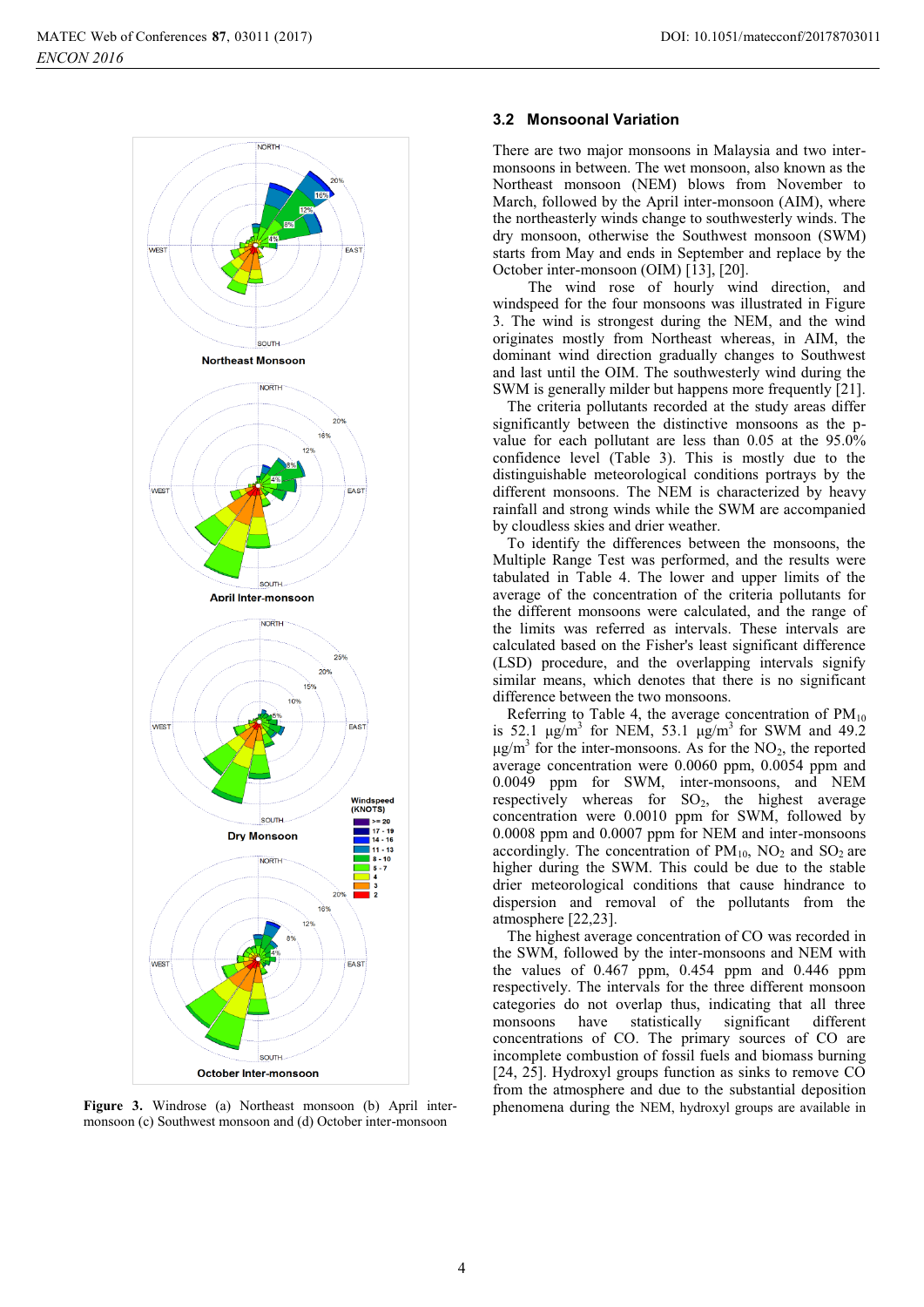Figure 3. Windrose (a) Northeast monsoon (b) April inter-monsoon (c) Southwest monsoon and (d) October inter-monsoon

### 3.2 Monsoonal Variation

There are two major monsoons in Malaysia and two inter-monsoons in between. The wet monsoon, also known as the Northeast monsoon (NEM) blows from November to March, followed by the April inter-monsoon (AIM), where the northeasterly winds change to southwesterly winds. The dry monsoon, otherwise the Southwest monsoon (SWM) starts from May and ends in September and replace by the October inter-monsoon (OIM) [13], [20].

The wind rose of hourly wind direction, and windspeed for the four monsoons was illustrated in Figure 3. The wind is strongest during the NEM, and the wind originates mostly from Northeast whereas, in AIM, the dominant wind direction gradually changes to Southwest and last until the OIM. The southwesterly wind during the SWM is generally milder but happens more frequently [21].

The criteria pollutants recorded at the study areas differ significantly between the distinctive monsoons as the p-value for each pollutant are less than 0.05 at the 95.0% confidence level (Table 3). This is mostly due to the distinguishable meteorological conditions portrays by the different monsoons. The NEM is characterized by heavy rainfall and strong winds while the SWM are accompanied by cloudless skies and drier weather.

To identify the differences between the monsoons, the Multiple Range Test was performed, and the results were tabulated in Table 4. The lower and upper limits of the average of the concentration of the criteria pollutants for the different monsoons were calculated, and the range of the limits was referred as intervals. These intervals are calculated based on the Fisher's least significant difference (LSD) procedure, and the overlapping intervals signify similar means, which denotes that there is no significant difference between the two monsoons.

Referring to Table 4, the average concentration of $PM_{10}$ is 52.1 $\mu g/m^3$ for NEM, 53.1 $\mu g/m^3$ for SWM and 49.2 $\mu g/m^3$ for the inter-monsoons. As for the $NO_2$, the reported average concentration were 0.0060 ppm, 0.0054 ppm and 0.0049 ppm for SWM, inter-monsoons, and NEM respectively whereas for $SO_2$, the highest average concentration were 0.0010 ppm for SWM, followed by 0.0008 ppm and 0.0007 ppm for NEM and inter-monsoons accordingly. The concentration of $PM_{10}$, $NO_2$ and $SO_2$ are higher during the SWM. This could be due to the stable drier meteorological conditions that cause hindrance to dispersion and removal of the pollutants from the atmosphere [22,23].

The highest average concentration of CO was recorded in the SWM, followed by the inter-monsoons and NEM with the values of 0.467 ppm, 0.454 ppm and 0.446 ppm respectively. The intervals for the three different monsoon categories do not overlap thus, indicating that all three monsoons have statistically significant different concentrations of CO. The primary sources of CO are incomplete combustion of fossil fuels and biomass burning [24, 25]. Hydroxyl groups function as sinks to remove CO from the atmosphere and due to the substantial deposition phenomena during the NEM, hydroxyl groups are available in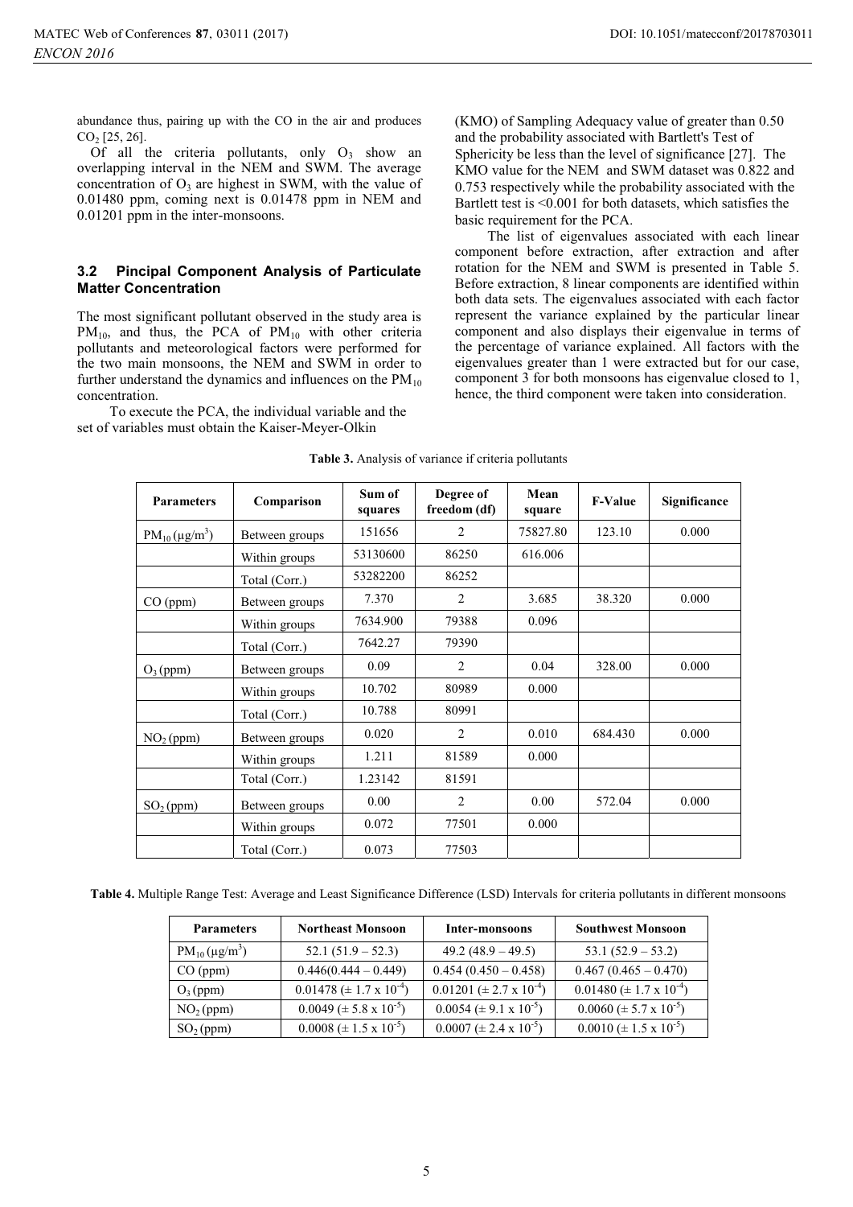abundance thus, pairing up with the CO in the air and produces $CO_2$ [25, 26].

Of all the criteria pollutants, only $O_3$ show an overlapping interval in the NEM and SWM. The average concentration of $O_3$ are highest in SWM, with the value of 0.01480 ppm, coming next is 0.01478 ppm in NEM and 0.01201 ppm in the inter-monsoons.

### 3.2 Pincipal Component Analysis of Particulate Matter Concentration

The most significant pollutant observed in the study area is $PM_{10}$, and thus, the PCA of $PM_{10}$ with other criteria pollutants and meteorological factors were performed for the two main monsoons, the NEM and SWM in order to further understand the dynamics and influences on the $PM_{10}$ concentration.

To execute the PCA, the individual variable and the set of variables must obtain the Kaiser-Meyer-Olkin (KMO) of Sampling Adequacy value of greater than 0.50 and the probability associated with Bartlett's Test of Sphericity be less than the level of significance [27]. The KMO value for the NEM and SWM dataset was 0.822 and 0.753 respectively while the probability associated with the Bartlett test is <0.001 for both datasets, which satisfies the basic requirement for the PCA.

The list of eigenvalues associated with each linear component before extraction, after extraction and after rotation for the NEM and SWM is presented in Table 5. Before extraction, 8 linear components are identified within both data sets. The eigenvalues associated with each factor represent the variance explained by the particular linear component and also displays their eigenvalue in terms of the percentage of variance explained. All factors with the eigenvalues greater than 1 were extracted but for our case, component 3 for both monsoons has eigenvalue closed to 1, hence, the third component were taken into consideration.

**Table 3.** Analysis of variance if criteria pollutants

| Parameters | Comparison | Sum of squares | Degree of freedom (df) | Mean square | F-Value | Significance |
|---|---|---|---|---|---|---|
| $PM_{10}$ (μg/m$^3$) | Between groups | 151656 | 2 | 75827.80 | 123.10 | 0.000 |
| | Within groups | 53130600 | 86250 | 616.006 | | |
| | Total (Corr.) | 53282200 | 86252 | | | |
| CO (ppm) | Between groups | 7.370 | 2 | 3.685 | 38.320 | 0.000 |
| | Within groups | 7634.900 | 79388 | 0.096 | | |
| | Total (Corr.) | 7642.27 | 79390 | | | |
| $O_3$ (ppm) | Between groups | 0.09 | 2 | 0.04 | 328.00 | 0.000 |
| | Within groups | 10.702 | 80989 | 0.000 | | |
| | Total (Corr.) | 10.788 | 80991 | | | |
| $NO_2$ (ppm) | Between groups | 0.020 | 2 | 0.010 | 684.430 | 0.000 |
| | Within groups | 1.211 | 81589 | 0.000 | | |
| | Total (Corr.) | 1.23142 | 81591 | | | |
| $SO_2$ (ppm) | Between groups | 0.00 | 2 | 0.00 | 572.04 | 0.000 |
| | Within groups | 0.072 | 77501 | 0.000 | | |
| | Total (Corr.) | 0.073 | 77503 | | | |

**Table 4.** Multiple Range Test: Average and Least Significance Difference (LSD) Intervals for criteria pollutants in different monsoons

| Parameters | Northeast Monsoon | Inter-monsoons | Southwest Monsoon |
|---|---|---|---|
| $PM_{10}$ (μg/m$^3$) | 52.1 (51.9 – 52.3) | 49.2 (48.9 – 49.5) | 53.1 (52.9 – 53.2) |
| CO (ppm) | 0.446(0.444 – 0.449) | 0.454 (0.450 – 0.458) | 0.467 (0.465 – 0.470) |
| $O_3$ (ppm) | 0.01478 ($\pm$ 1.7 x $10^{-4}$) | 0.01201 ($\pm$ 2.7 x $10^{-4}$) | 0.01480 ($\pm$ 1.7 x $10^{-4}$) |
| $NO_2$ (ppm) | 0.0049 ($\pm$ 5.8 x $10^{-5}$) | 0.0054 ($\pm$ 9.1 x $10^{-5}$) | 0.0060 ($\pm$ 5.7 x $10^{-5}$) |
| $SO_2$ (ppm) | 0.0008 ($\pm$ 1.5 x $10^{-5}$) | 0.0007 ($\pm$ 2.4 x $10^{-5}$) | 0.0010 ($\pm$ 1.5 x $10^{-5}$) |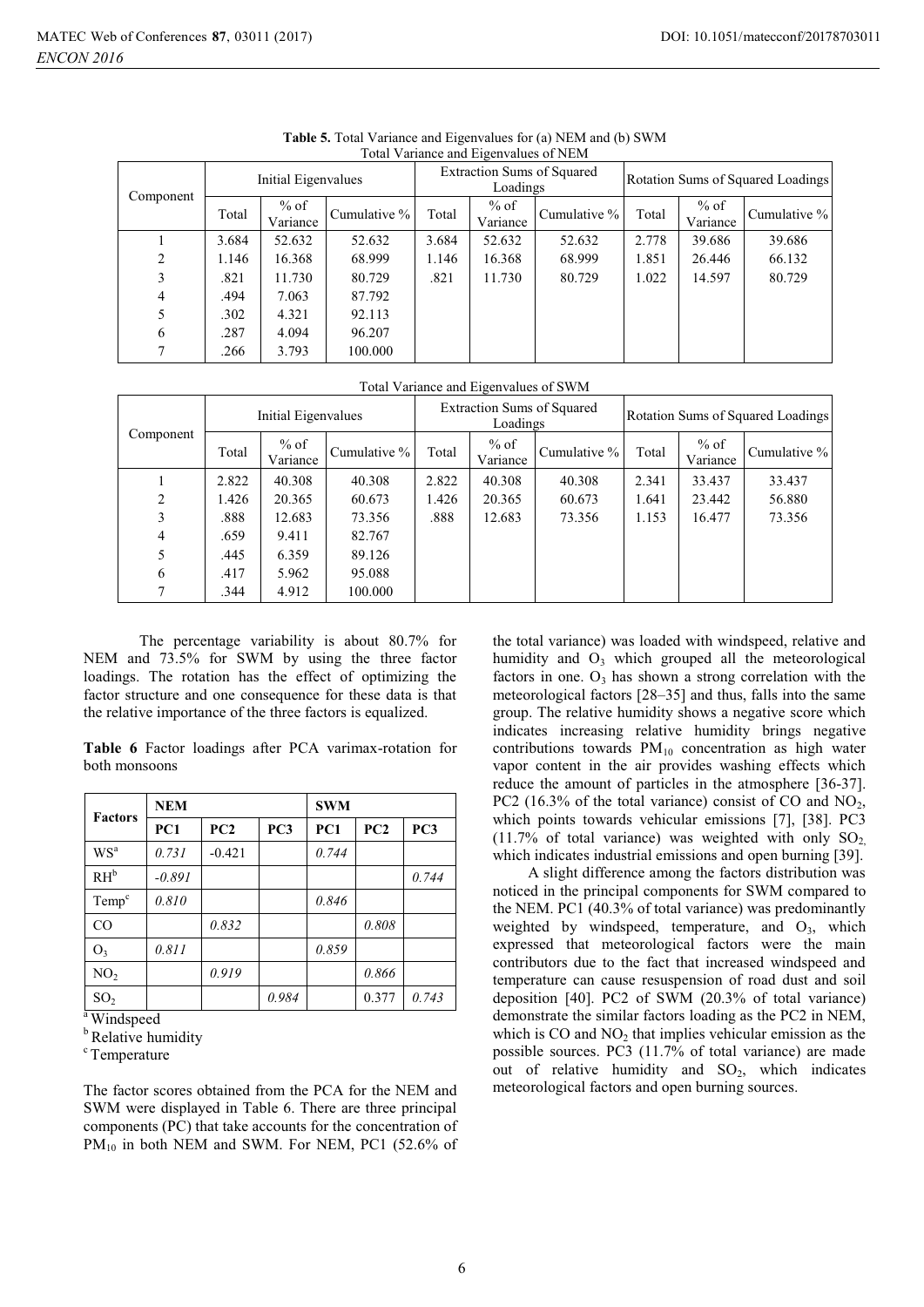**Table 5.** Total Variance and Eigenvalues for (a) NEM and (b) SWM

Total Variance and Eigenvalues of NEM

| Component | Initial Eigenvalues | | | Extraction Sums of Squared Loadings | | | Rotation Sums of Squared Loadings | | |
|---|---|---|---|---|---|---|---|---|---|
| | Total | % of Variance | Cumulative % | Total | % of Variance | Cumulative % | Total | % of Variance | Cumulative % |
| 1 | 3.684 | 52.632 | 52.632 | 3.684 | 52.632 | 52.632 | 2.778 | 39.686 | 39.686 |
| 2 | 1.146 | 16.368 | 68.999 | 1.146 | 16.368 | 68.999 | 1.851 | 26.446 | 66.132 |
| 3 | .821 | 11.730 | 80.729 | .821 | 11.730 | 80.729 | 1.022 | 14.597 | 80.729 |
| 4 | .494 | 7.063 | 87.792 | | | | | | |
| 5 | .302 | 4.321 | 92.113 | | | | | | |
| 6 | .287 | 4.094 | 96.207 | | | | | | |
| 7 | .266 | 3.793 | 100.000 | | | | | | |

Total Variance and Eigenvalues of SWM

| Component | Initial Eigenvalues | | | Extraction Sums of Squared Loadings | | | Rotation Sums of Squared Loadings | | |
|---|---|---|---|---|---|---|---|---|---|
| | Total | % of Variance | Cumulative % | Total | % of Variance | Cumulative % | Total | % of Variance | Cumulative % |
| 1 | 2.822 | 40.308 | 40.308 | 2.822 | 40.308 | 40.308 | 2.341 | 33.437 | 33.437 |
| 2 | 1.426 | 20.365 | 60.673 | 1.426 | 20.365 | 60.673 | 1.641 | 23.442 | 56.880 |
| 3 | .888 | 12.683 | 73.356 | .888 | 12.683 | 73.356 | 1.153 | 16.477 | 73.356 |
| 4 | .659 | 9.411 | 82.767 | | | | | | |
| 5 | .445 | 6.359 | 89.126 | | | | | | |
| 6 | .417 | 5.962 | 95.088 | | | | | | |
| 7 | .344 | 4.912 | 100.000 | | | | | | |

The percentage variability is about 80.7% for NEM and 73.5% for SWM by using the three factor loadings. The rotation has the effect of optimizing the factor structure and one consequence for these data is that the relative importance of the three factors is equalized.

**Table 6** Factor loadings after PCA varimax-rotation for both monsoons

| Factors | NEM | | | SWM | | |
|---|---|---|---|---|---|---|
| | PC1 | PC2 | PC3 | PC1 | PC2 | PC3 |
| WS[a] | *0.731* | -0.421 | | *0.744* | | |
| RH[b] | *-0.891* | | | | | *0.744* |
| Temp[c] | *0.810* | | | *0.846* | | |
| CO | | *0.832* | | | *0.808* | |
| $O_3$ | *0.811* | | | *0.859* | | |
| $NO_2$ | | *0.919* | | | *0.866* | |
| $SO_2$ | | | *0.984* | | 0.377 | *0.743* |

[a] Windspeed
[b] Relative humidity
[c] Temperature

The factor scores obtained from the PCA for the NEM and SWM were displayed in Table 6. There are three principal components (PC) that take accounts for the concentration of $PM_{10}$ in both NEM and SWM. For NEM, PC1 (52.6% of the total variance) was loaded with windspeed, relative and humidity and $O_3$ which grouped all the meteorological factors in one. $O_3$ has shown a strong correlation with the meteorological factors [28–35] and thus, falls into the same group. The relative humidity shows a negative score which indicates increasing relative humidity brings negative contributions towards $PM_{10}$ concentration as high water vapor content in the air provides washing effects which reduce the amount of particles in the atmosphere [36-37]. PC2 (16.3% of the total variance) consist of CO and $NO_2$, which points towards vehicular emissions [7], [38]. PC3 (11.7% of total variance) was weighted with only $SO_2$, which indicates industrial emissions and open burning [39].

A slight difference among the factors distribution was noticed in the principal components for SWM compared to the NEM. PC1 (40.3% of total variance) was predominantly weighted by windspeed, temperature, and $O_3$, which expressed that meteorological factors were the main contributors due to the fact that increased windspeed and temperature can cause resuspension of road dust and soil deposition [40]. PC2 of SWM (20.3% of total variance) demonstrate the similar factors loading as the PC2 in NEM, which is CO and $NO_2$ that implies vehicular emission as the possible sources. PC3 (11.7% of total variance) are made out of relative humidity and $SO_2$, which indicates meteorological factors and open burning sources.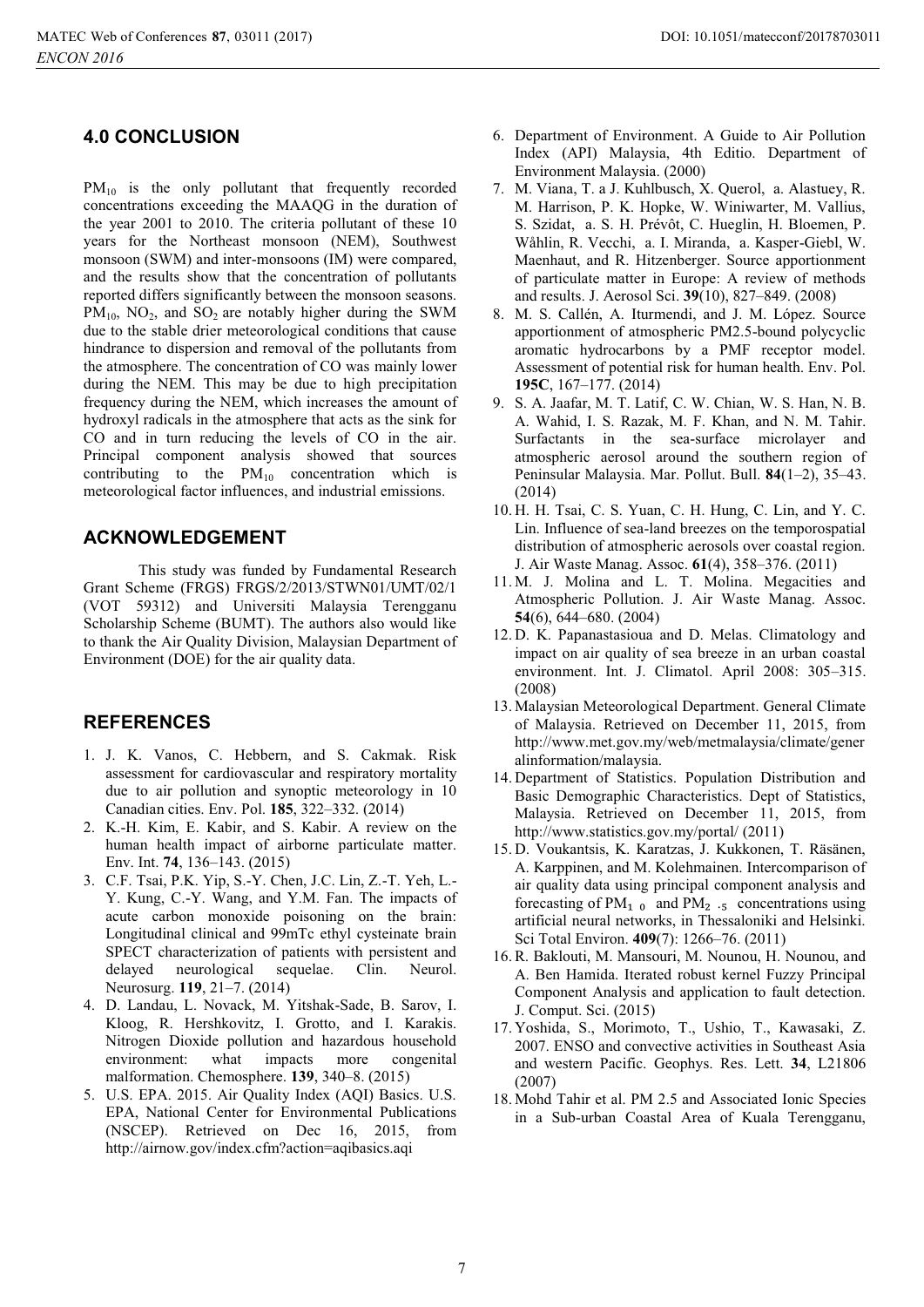## 4.0 CONCLUSION

$PM_{10}$ is the only pollutant that frequently recorded concentrations exceeding the MAAQG in the duration of the year 2001 to 2010. The criteria pollutant of these 10 years for the Northeast monsoon (NEM), Southwest monsoon (SWM) and inter-monsoons (IM) were compared, and the results show that the concentration of pollutants reported differs significantly between the monsoon seasons. $PM_{10}$, $NO_2$, and $SO_2$ are notably higher during the SWM due to the stable drier meteorological conditions that cause hindrance to dispersion and removal of the pollutants from the atmosphere. The concentration of CO was mainly lower during the NEM. This may be due to high precipitation frequency during the NEM, which increases the amount of hydroxyl radicals in the atmosphere that acts as the sink for CO and in turn reducing the levels of CO in the air. Principal component analysis showed that sources contributing to the $PM_{10}$ concentration which is meteorological factor influences, and industrial emissions.

## ACKNOWLEDGEMENT

This study was funded by Fundamental Research Grant Scheme (FRGS) FRGS/2/2013/STWN01/UMT/02/1 (VOT 59312) and Universiti Malaysia Terengganu Scholarship Scheme (BUMT). The authors also would like to thank the Air Quality Division, Malaysian Department of Environment (DOE) for the air quality data.

## REFERENCES

1. J. K. Vanos, C. Hebbern, and S. Cakmak. Risk assessment for cardiovascular and respiratory mortality due to air pollution and synoptic meteorology in 10 Canadian cities. Env. Pol. **185**, 322–332. (2014)
2. K.-H. Kim, E. Kabir, and S. Kabir. A review on the human health impact of airborne particulate matter. Env. Int. **74**, 136–143. (2015)
3. C.F. Tsai, P.K. Yip, S.-Y. Chen, J.C. Lin, Z.-T. Yeh, L.-Y. Kung, C.-Y. Wang, and Y.M. Fan. The impacts of acute carbon monoxide poisoning on the brain: Longitudinal clinical and 99mTc ethyl cysteinate brain SPECT characterization of patients with persistent and delayed neurological sequelae. Clin. Neurol. Neurosurg. **119**, 21–7. (2014)
4. D. Landau, L. Novack, M. Yitshak-Sade, B. Sarov, I. Kloog, R. Hershkovitz, I. Grotto, and I. Karakis. Nitrogen Dioxide pollution and hazardous household environment: what impacts more congenital malformation. Chemosphere. **139**, 340–8. (2015)
5. U.S. EPA. 2015. Air Quality Index (AQI) Basics. U.S. EPA, National Center for Environmental Publications (NSCEP). Retrieved on Dec 16, 2015, from http://airnow.gov/index.cfm?action=aqibasics.aqi
6. Department of Environment. A Guide to Air Pollution Index (API) Malaysia, 4th Editio. Department of Environment Malaysia. (2000)
7. M. Viana, T. a J. Kuhlbusch, X. Querol, a. Alastuey, R. M. Harrison, P. K. Hopke, W. Winiwarter, M. Vallius, S. Szidat, a. S. H. Prévôt, C. Hueglin, H. Bloemen, P. Wåhlin, R. Vecchi, a. I. Miranda, a. Kasper-Giebl, W. Maenhaut, and R. Hitzenberger. Source apportionment of particulate matter in Europe: A review of methods and results. J. Aerosol Sci. **39**(10), 827–849. (2008)
8. M. S. Callén, A. Iturmendi, and J. M. López. Source apportionment of atmospheric PM2.5-bound polycyclic aromatic hydrocarbons by a PMF receptor model. Assessment of potential risk for human health. Env. Pol. **195C**, 167–177. (2014)
9. S. A. Jaafar, M. T. Latif, C. W. Chian, W. S. Han, N. B. A. Wahid, I. S. Razak, M. F. Khan, and N. M. Tahir. Surfactants in the sea-surface microlayer and atmospheric aerosol around the southern region of Peninsular Malaysia. Mar. Pollut. Bull. **84**(1–2), 35–43. (2014)
10. H. H. Tsai, C. S. Yuan, C. H. Hung, C. Lin, and Y. C. Lin. Influence of sea-land breezes on the temporospatial distribution of atmospheric aerosols over coastal region. J. Air Waste Manag. Assoc. **61**(4), 358–376. (2011)
11. M. J. Molina and L. T. Molina. Megacities and Atmospheric Pollution. J. Air Waste Manag. Assoc. **54**(6), 644–680. (2004)
12. D. K. Papanastasioua and D. Melas. Climatology and impact on air quality of sea breeze in an urban coastal environment. Int. J. Climatol. April 2008: 305–315. (2008)
13. Malaysian Meteorological Department. General Climate of Malaysia. Retrieved on December 11, 2015, from http://www.met.gov.my/web/metmalaysia/climate/generalinformation/malaysia.
14. Department of Statistics. Population Distribution and Basic Demographic Characteristics. Dept of Statistics, Malaysia. Retrieved on December 11, 2015, from http://www.statistics.gov.my/portal/ (2011)
15. D. Voukantsis, K. Karatzas, J. Kukkonen, T. Räsänen, A. Karppinen, and M. Kolehmainen. Intercomparison of air quality data using principal component analysis and forecasting of $PM_{10}$ and $PM_{2.5}$ concentrations using artificial neural networks, in Thessaloniki and Helsinki. Sci Total Environ. **409**(7): 1266–76. (2011)
16. R. Baklouti, M. Mansouri, M. Nounou, H. Nounou, and A. Ben Hamida. Iterated robust kernel Fuzzy Principal Component Analysis and application to fault detection. J. Comput. Sci. (2015)
17. Yoshida, S., Morimoto, T., Ushio, T., Kawasaki, Z. 2007. ENSO and convective activities in Southeast Asia and western Pacific. Geophys. Res. Lett. **34**, L21806 (2007)
18. Mohd Tahir et al. PM 2.5 and Associated Ionic Species in a Sub-urban Coastal Area of Kuala Terengganu,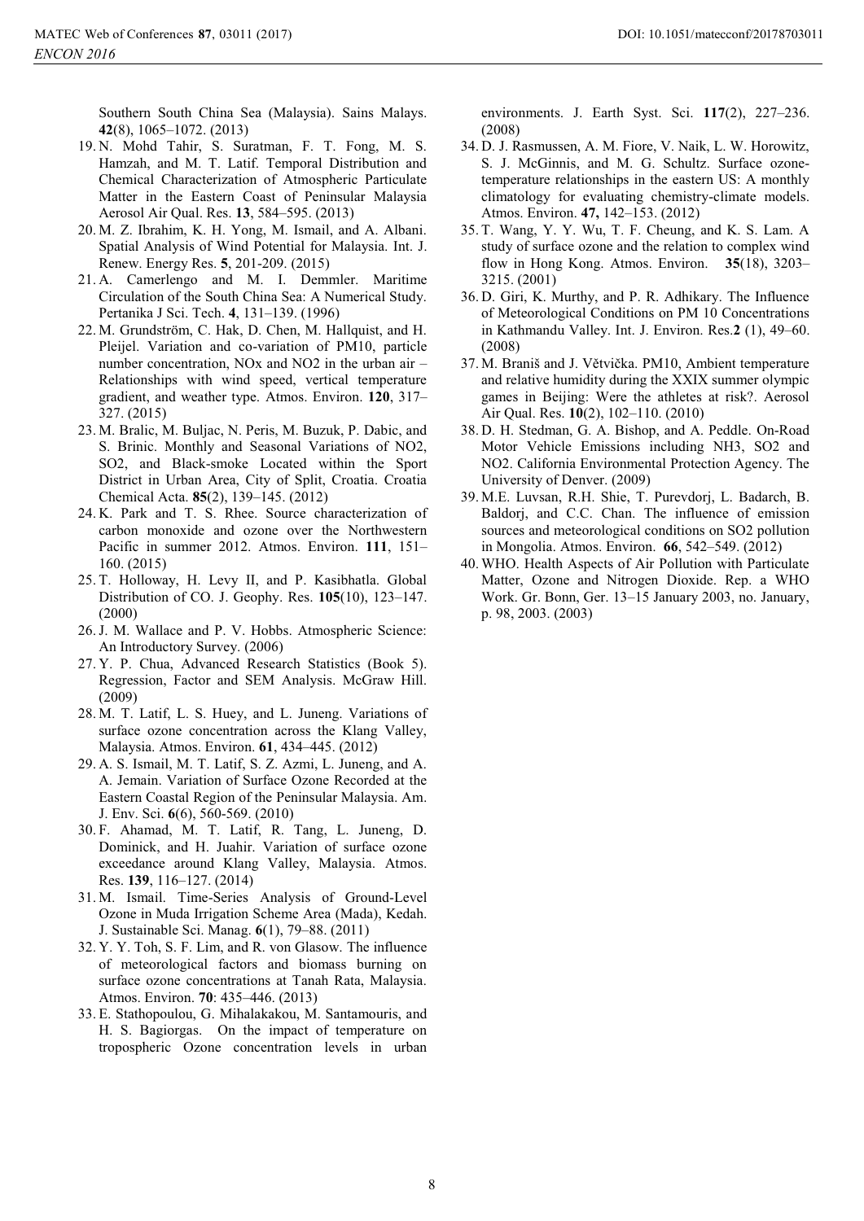Southern South China Sea (Malaysia). Sains Malays. **42**(8), 1065–1072. (2013)

19. N. Mohd Tahir, S. Suratman, F. T. Fong, M. S. Hamzah, and M. T. Latif. Temporal Distribution and Chemical Characterization of Atmospheric Particulate Matter in the Eastern Coast of Peninsular Malaysia Aerosol Air Qual. Res. **13**, 584–595. (2013)
20. M. Z. Ibrahim, K. H. Yong, M. Ismail, and A. Albani. Spatial Analysis of Wind Potential for Malaysia. Int. J. Renew. Energy Res. **5**, 201-209. (2015)
21. A. Camerlengo and M. I. Demmler. Maritime Circulation of the South China Sea: A Numerical Study. Pertanika J Sci. Tech. **4**, 131–139. (1996)
22. M. Grundström, C. Hak, D. Chen, M. Hallquist, and H. Pleijel. Variation and co-variation of PM10, particle number concentration, NOx and NO2 in the urban air – Relationships with wind speed, vertical temperature gradient, and weather type. Atmos. Environ. **120**, 317–327. (2015)
23. M. Bralic, M. Buljac, N. Peris, M. Buzuk, P. Dabic, and S. Brinic. Monthly and Seasonal Variations of NO2, SO2, and Black-smoke Located within the Sport District in Urban Area, City of Split, Croatia. Croatia Chemical Acta. **85**(2), 139–145. (2012)
24. K. Park and T. S. Rhee. Source characterization of carbon monoxide and ozone over the Northwestern Pacific in summer 2012. Atmos. Environ. **111**, 151–160. (2015)
25. T. Holloway, H. Levy II, and P. Kasibhatla. Global Distribution of CO. J. Geophy. Res. **105**(10), 123–147. (2000)
26. J. M. Wallace and P. V. Hobbs. Atmospheric Science: An Introductory Survey. (2006)
27. Y. P. Chua, Advanced Research Statistics (Book 5). Regression, Factor and SEM Analysis. McGraw Hill. (2009)
28. M. T. Latif, L. S. Huey, and L. Juneng. Variations of surface ozone concentration across the Klang Valley, Malaysia. Atmos. Environ. **61**, 434–445. (2012)
29. A. S. Ismail, M. T. Latif, S. Z. Azmi, L. Juneng, and A. A. Jemain. Variation of Surface Ozone Recorded at the Eastern Coastal Region of the Peninsular Malaysia. Am. J. Env. Sci. **6**(6), 560-569. (2010)
30. F. Ahamad, M. T. Latif, R. Tang, L. Juneng, D. Dominick, and H. Juahir. Variation of surface ozone exceedance around Klang Valley, Malaysia. Atmos. Res. **139**, 116–127. (2014)
31. M. Ismail. Time-Series Analysis of Ground-Level Ozone in Muda Irrigation Scheme Area (Mada), Kedah. J. Sustainable Sci. Manag. **6**(1), 79–88. (2011)
32. Y. Y. Toh, S. F. Lim, and R. von Glasow. The influence of meteorological factors and biomass burning on surface ozone concentrations at Tanah Rata, Malaysia. Atmos. Environ. **70**: 435–446. (2013)
33. E. Stathopoulou, G. Mihalakakou, M. Santamouris, and H. S. Bagiorgas. On the impact of temperature on tropospheric Ozone concentration levels in urban environments. J. Earth Syst. Sci. **117**(2), 227–236. (2008)
34. D. J. Rasmussen, A. M. Fiore, V. Naik, L. W. Horowitz, S. J. McGinnis, and M. G. Schultz. Surface ozone-temperature relationships in the eastern US: A monthly climatology for evaluating chemistry-climate models. Atmos. Environ. **47,** 142–153. (2012)
35. T. Wang, Y. Y. Wu, T. F. Cheung, and K. S. Lam. A study of surface ozone and the relation to complex wind flow in Hong Kong. Atmos. Environ. **35**(18), 3203–3215. (2001)
36. D. Giri, K. Murthy, and P. R. Adhikary. The Influence of Meteorological Conditions on PM 10 Concentrations in Kathmandu Valley. Int. J. Environ. Res.**2** (1), 49–60. (2008)
37. M. Braniš and J. Větvička. PM10, Ambient temperature and relative humidity during the XXIX summer olympic games in Beijing: Were the athletes at risk?. Aerosol Air Qual. Res. **10**(2), 102–110. (2010)
38. D. H. Stedman, G. A. Bishop, and A. Peddle. On-Road Motor Vehicle Emissions including NH3, SO2 and NO2. California Environmental Protection Agency. The University of Denver. (2009)
39. M.E. Luvsan, R.H. Shie, T. Purevdorj, L. Badarch, B. Baldorj, and C.C. Chan. The influence of emission sources and meteorological conditions on SO2 pollution in Mongolia. Atmos. Environ. **66**, 542–549. (2012)
40. WHO. Health Aspects of Air Pollution with Particulate Matter, Ozone and Nitrogen Dioxide. Rep. a WHO Work. Gr. Bonn, Ger. 13–15 January 2003, no. January, p. 98, 2003. (2003)